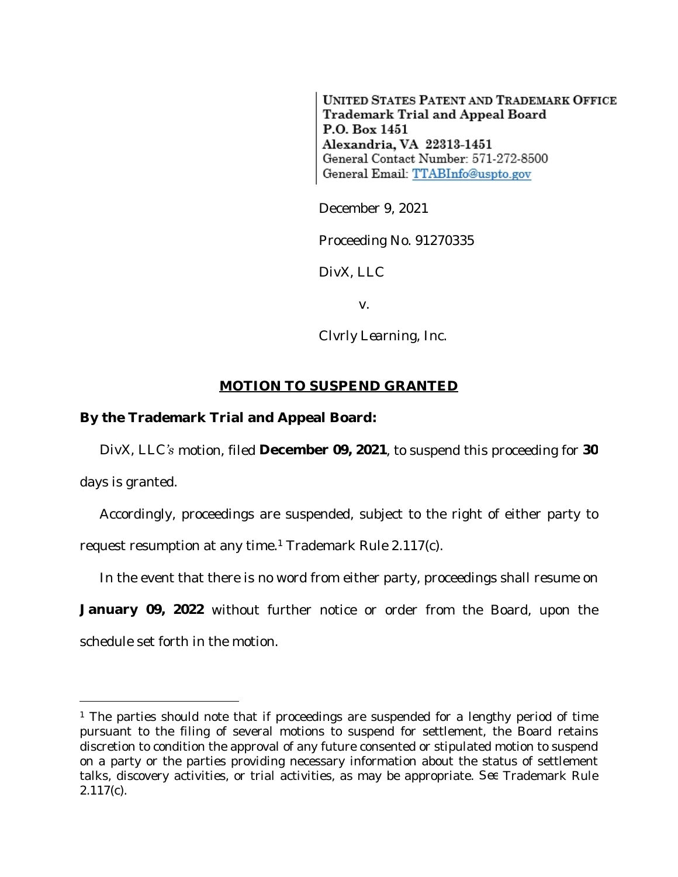UNITED STATES PATENT AND TRADEMARK OFFICE
Trademark Trial and Appeal Board
P.O. Box 1451
Alexandria, VA 22313-1451
General Contact Number: 571-272-8500
General Email: TTABInfo@uspto.gov

December 9, 2021

Proceeding No. 91270335

DivX, LLC

v.

Clvrly Learning, Inc.

## MOTION TO SUSPEND GRANTED

**By the Trademark Trial and Appeal Board:**

DivX, LLC's motion, filed **December 09, 2021**, to suspend this proceeding for **30** days is granted.

Accordingly, proceedings are suspended, subject to the right of either party to request resumption at any time.[1] Trademark Rule 2.117(c).

In the event that there is no word from either party, proceedings shall resume on **January 09, 2022** without further notice or order from the Board, upon the schedule set forth in the motion.

---

[1] The parties should note that if proceedings are suspended for a lengthy period of time pursuant to the filing of several motions to suspend for settlement, the Board retains discretion to condition the approval of any future consented or stipulated motion to suspend on a party or the parties providing necessary information about the status of settlement talks, discovery activities, or trial activities, as may be appropriate. *See* Trademark Rule 2.117(c).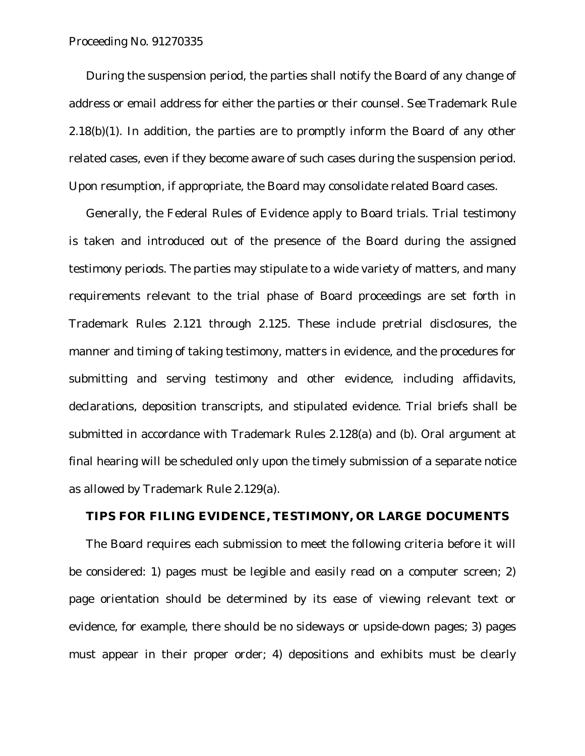During the suspension period, the parties shall notify the Board of any change of address or email address for either the parties or their counsel. *See* Trademark Rule 2.18(b)(1). In addition, the parties are to promptly inform the Board of any other related cases, even if they become aware of such cases during the suspension period. Upon resumption, if appropriate, the Board may consolidate related Board cases.

Generally, the Federal Rules of Evidence apply to Board trials. Trial testimony is taken and introduced out of the presence of the Board during the assigned testimony periods. The parties may stipulate to a wide variety of matters, and many requirements relevant to the trial phase of Board proceedings are set forth in Trademark Rules 2.121 through 2.125. These include pretrial disclosures, the manner and timing of taking testimony, matters in evidence, and the procedures for submitting and serving testimony and other evidence, including affidavits, declarations, deposition transcripts, and stipulated evidence. Trial briefs shall be submitted in accordance with Trademark Rules 2.128(a) and (b). Oral argument at final hearing will be scheduled only upon the timely submission of a separate notice as allowed by Trademark Rule 2.129(a).

## TIPS FOR FILING EVIDENCE, TESTIMONY, OR LARGE DOCUMENTS

The Board requires each submission to meet the following criteria before it will be considered: 1) pages must be legible and easily read on a computer screen; 2) page orientation should be determined by its ease of viewing relevant text or evidence, for example, there should be no sideways or upside-down pages; 3) pages must appear in their proper order; 4) depositions and exhibits must be clearly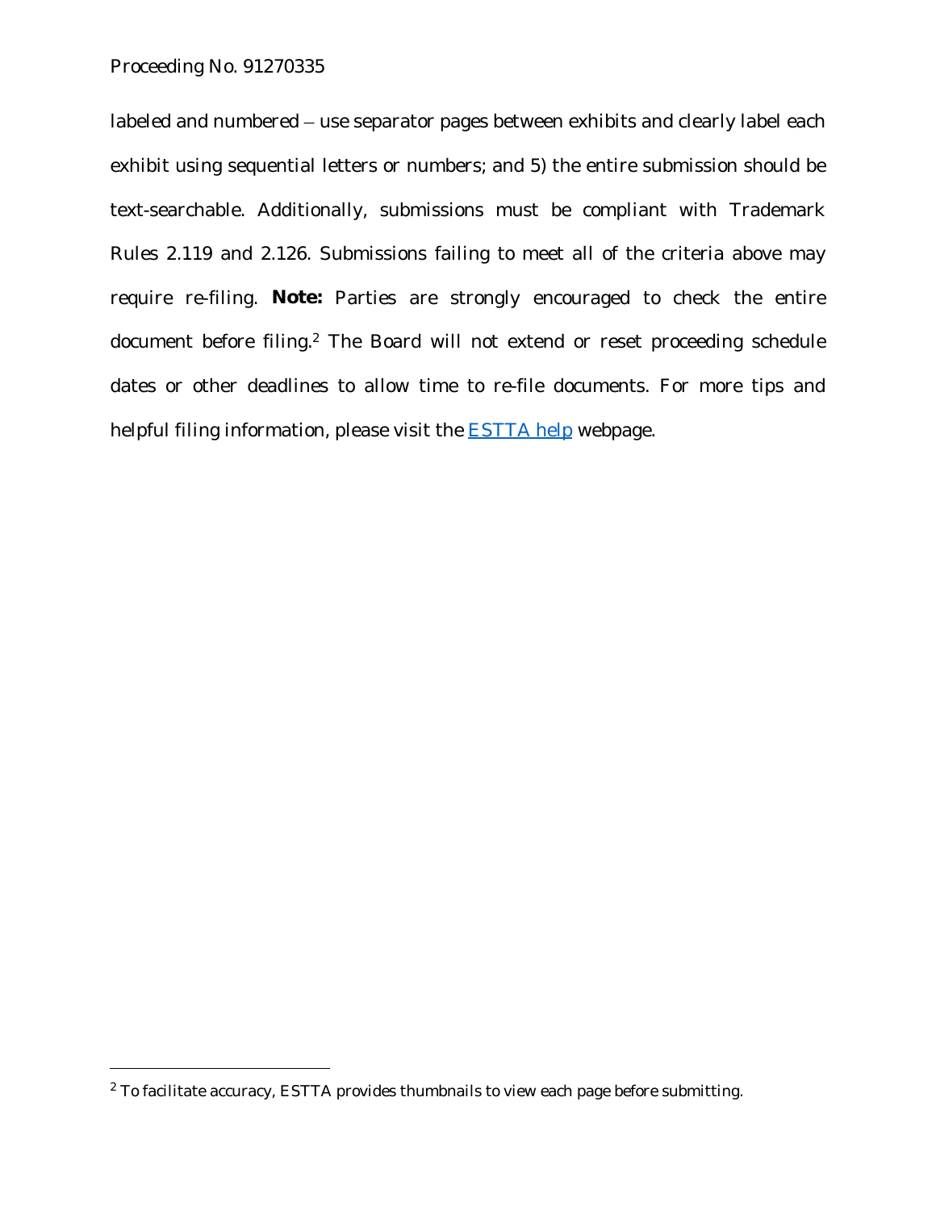labeled and numbered – use separator pages between exhibits and clearly label each exhibit using sequential letters or numbers; and 5) the entire submission should be text-searchable. Additionally, submissions must be compliant with Trademark Rules 2.119 and 2.126. Submissions failing to meet all of the criteria above may require re-filing. **Note:** Parties are strongly encouraged to check the entire document before filing.[2] The Board will not extend or reset proceeding schedule dates or other deadlines to allow time to re-file documents. For more tips and helpful filing information, please visit the ESTTA help webpage.

---

[2] To facilitate accuracy, ESTTA provides thumbnails to view each page before submitting.